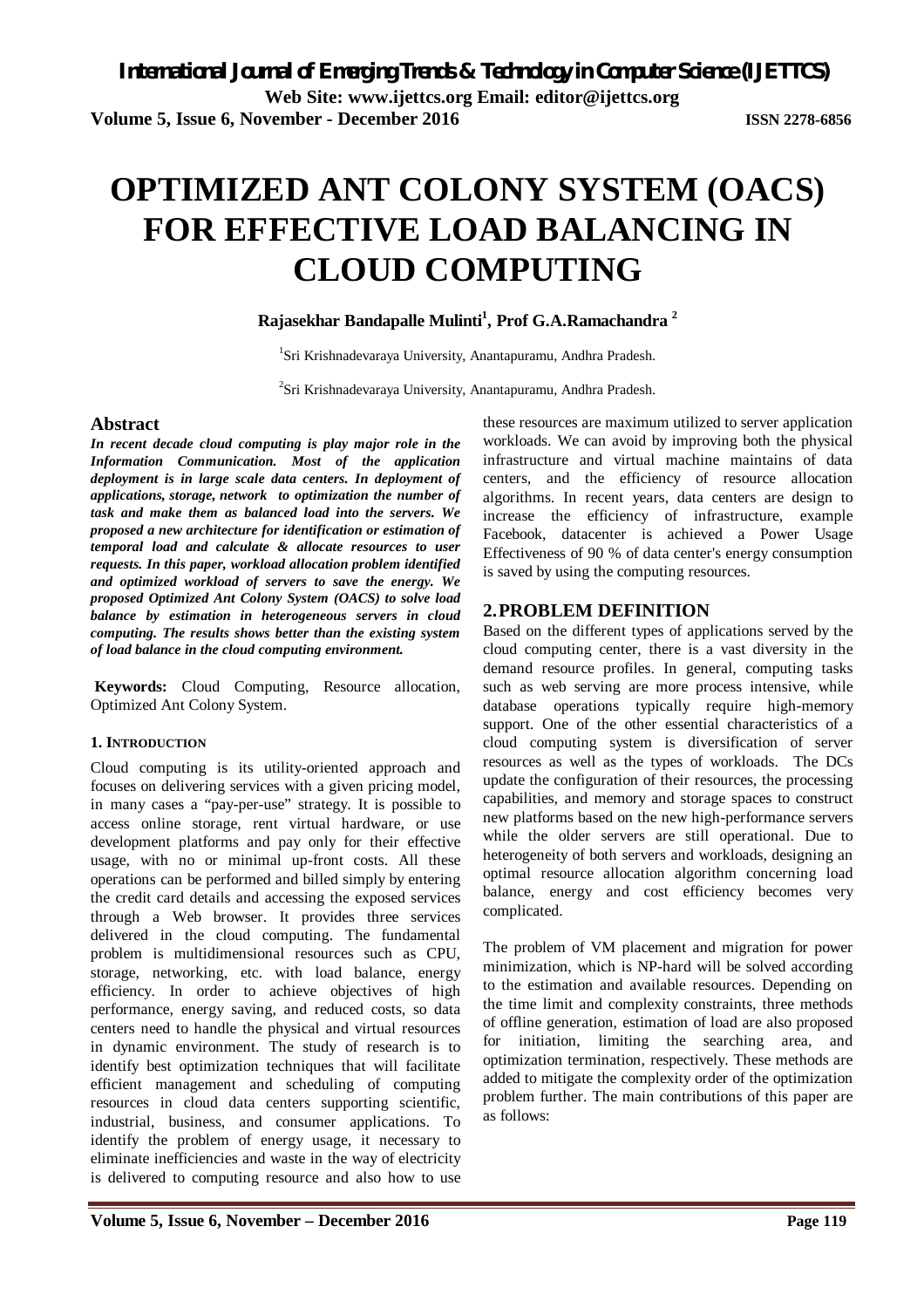# OPTIMIZED ANT COLONY SYSTEM (OACS) FOR EFFECTIVE LOAD BALANCING IN CLOUD COMPUTING

**Rajasekhar Bandapalle Mulinti[1], Prof G.A.Ramachandra [2]**

[1]Sri Krishnadevaraya University, Anantapuramu, Andhra Pradesh.

[2]Sri Krishnadevaraya University, Anantapuramu, Andhra Pradesh.

## Abstract

***In recent decade cloud computing is play major role in the Information Communication. Most of the application deployment is in large scale data centers. In deployment of applications, storage, network to optimization the number of task and make them as balanced load into the servers. We proposed a new architecture for identification or estimation of temporal load and calculate & allocate resources to user requests. In this paper, workload allocation problem identified and optimized workload of servers to save the energy. We proposed Optimized Ant Colony System (OACS) to solve load balance by estimation in heterogeneous servers in cloud computing. The results shows better than the existing system of load balance in the cloud computing environment.***

**Keywords:** Cloud Computing, Resource allocation, Optimized Ant Colony System.

## 1. INTRODUCTION

Cloud computing is its utility-oriented approach and focuses on delivering services with a given pricing model, in many cases a "pay-per-use" strategy. It is possible to access online storage, rent virtual hardware, or use development platforms and pay only for their effective usage, with no or minimal up-front costs. All these operations can be performed and billed simply by entering the credit card details and accessing the exposed services through a Web browser. It provides three services delivered in the cloud computing. The fundamental problem is multidimensional resources such as CPU, storage, networking, etc. with load balance, energy efficiency. In order to achieve objectives of high performance, energy saving, and reduced costs, so data centers need to handle the physical and virtual resources in dynamic environment. The study of research is to identify best optimization techniques that will facilitate efficient management and scheduling of computing resources in cloud data centers supporting scientific, industrial, business, and consumer applications. To identify the problem of energy usage, it necessary to eliminate inefficiencies and waste in the way of electricity is delivered to computing resource and also how to use these resources are maximum utilized to server application workloads. We can avoid by improving both the physical infrastructure and virtual machine maintains of data centers, and the efficiency of resource allocation algorithms. In recent years, data centers are design to increase the efficiency of infrastructure, example Facebook, datacenter is achieved a Power Usage Effectiveness of 90 % of data center's energy consumption is saved by using the computing resources.

## 2. PROBLEM DEFINITION

Based on the different types of applications served by the cloud computing center, there is a vast diversity in the demand resource profiles. In general, computing tasks such as web serving are more process intensive, while database operations typically require high-memory support. One of the other essential characteristics of a cloud computing system is diversification of server resources as well as the types of workloads. The DCs update the configuration of their resources, the processing capabilities, and memory and storage spaces to construct new platforms based on the new high-performance servers while the older servers are still operational. Due to heterogeneity of both servers and workloads, designing an optimal resource allocation algorithm concerning load balance, energy and cost efficiency becomes very complicated.

The problem of VM placement and migration for power minimization, which is NP-hard will be solved according to the estimation and available resources. Depending on the time limit and complexity constraints, three methods of offline generation, estimation of load are also proposed for initiation, limiting the searching area, and optimization termination, respectively. These methods are added to mitigate the complexity order of the optimization problem further. The main contributions of this paper are as follows: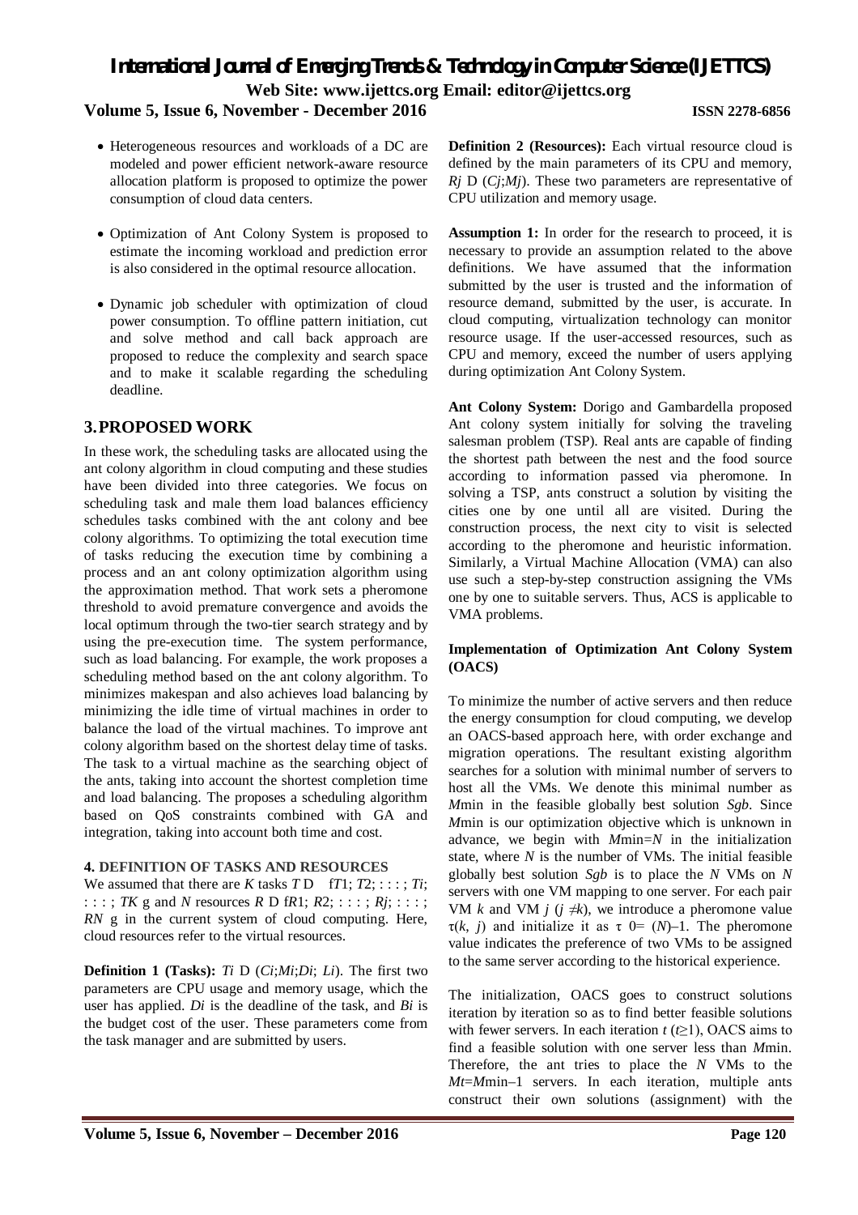- Heterogeneous resources and workloads of a DC are modeled and power efficient network-aware resource allocation platform is proposed to optimize the power consumption of cloud data centers.
- Optimization of Ant Colony System is proposed to estimate the incoming workload and prediction error is also considered in the optimal resource allocation.
- Dynamic job scheduler with optimization of cloud power consumption. To offline pattern initiation, cut and solve method and call back approach are proposed to reduce the complexity and search space and to make it scalable regarding the scheduling deadline.

## 3. PROPOSED WORK

In these work, the scheduling tasks are allocated using the ant colony algorithm in cloud computing and these studies have been divided into three categories. We focus on scheduling task and male them load balances efficiency schedules tasks combined with the ant colony and bee colony algorithms. To optimizing the total execution time of tasks reducing the execution time by combining a process and an ant colony optimization algorithm using the approximation method. That work sets a pheromone threshold to avoid premature convergence and avoids the local optimum through the two-tier search strategy and by using the pre-execution time. The system performance, such as load balancing. For example, the work proposes a scheduling method based on the ant colony algorithm. To minimizes makespan and also achieves load balancing by minimizing the idle time of virtual machines in order to balance the load of the virtual machines. To improve ant colony algorithm based on the shortest delay time of tasks. The task to a virtual machine as the searching object of the ants, taking into account the shortest completion time and load balancing. The proposes a scheduling algorithm based on QoS constraints combined with GA and integration, taking into account both time and cost.

### 4. DEFINITION OF TASKS AND RESOURCES

We assumed that there are $K$ tasks $T$ D fT1; T2; : : : ; Ti; : : : ; TK g and $N$ resources $R$ D fR1; R2; : : : ; Rj; : : : ; RN g in the current system of cloud computing. Here, cloud resources refer to the virtual resources.

**Definition 1 (Tasks):** *Ti* D (*Ci*;*Mi*;*Di*; *Li*). The first two parameters are CPU usage and memory usage, which the user has applied. *Di* is the deadline of the task, and *Bi* is the budget cost of the user. These parameters come from the task manager and are submitted by users.

**Definition 2 (Resources):** Each virtual resource cloud is defined by the main parameters of its CPU and memory, *Rj* D (*Cj*;*Mj*). These two parameters are representative of CPU utilization and memory usage.

**Assumption 1:** In order for the research to proceed, it is necessary to provide an assumption related to the above definitions. We have assumed that the information submitted by the user is trusted and the information of resource demand, submitted by the user, is accurate. In cloud computing, virtualization technology can monitor resource usage. If the user-accessed resources, such as CPU and memory, exceed the number of users applying during optimization Ant Colony System.

**Ant Colony System:** Dorigo and Gambardella proposed Ant colony system initially for solving the traveling salesman problem (TSP). Real ants are capable of finding the shortest path between the nest and the food source according to information passed via pheromone. In solving a TSP, ants construct a solution by visiting the cities one by one until all are visited. During the construction process, the next city to visit is selected according to the pheromone and heuristic information. Similarly, a Virtual Machine Allocation (VMA) can also use such a step-by-step construction assigning the VMs one by one to suitable servers. Thus, ACS is applicable to VMA problems.

#### Implementation of Optimization Ant Colony System (OACS)

To minimize the number of active servers and then reduce the energy consumption for cloud computing, we develop an OACS-based approach here, with order exchange and migration operations. The resultant existing algorithm searches for a solution with minimal number of servers to host all the VMs. We denote this minimal number as *M*min in the feasible globally best solution *Sgb*. Since *M*min is our optimization objective which is unknown in advance, we begin with $M\text{min}=N$ in the initialization state, where $N$ is the number of VMs. The initial feasible globally best solution *Sgb* is to place the $N$ VMs on $N$ servers with one VM mapping to one server. For each pair VM $k$ and VM $j$ ($j \neq k$), we introduce a pheromone value $\tau(k, j)$ and initialize it as $\tau\ 0= (N)–1$. The pheromone value indicates the preference of two VMs to be assigned to the same server according to the historical experience.

The initialization, OACS goes to construct solutions iteration by iteration so as to find better feasible solutions with fewer servers. In each iteration $t$ ($t \geq 1$), OACS aims to find a feasible solution with one server less than *M*min. Therefore, the ant tries to place the $N$ VMs to the $Mt=M\text{min}–1$ servers. In each iteration, multiple ants construct their own solutions (assignment) with the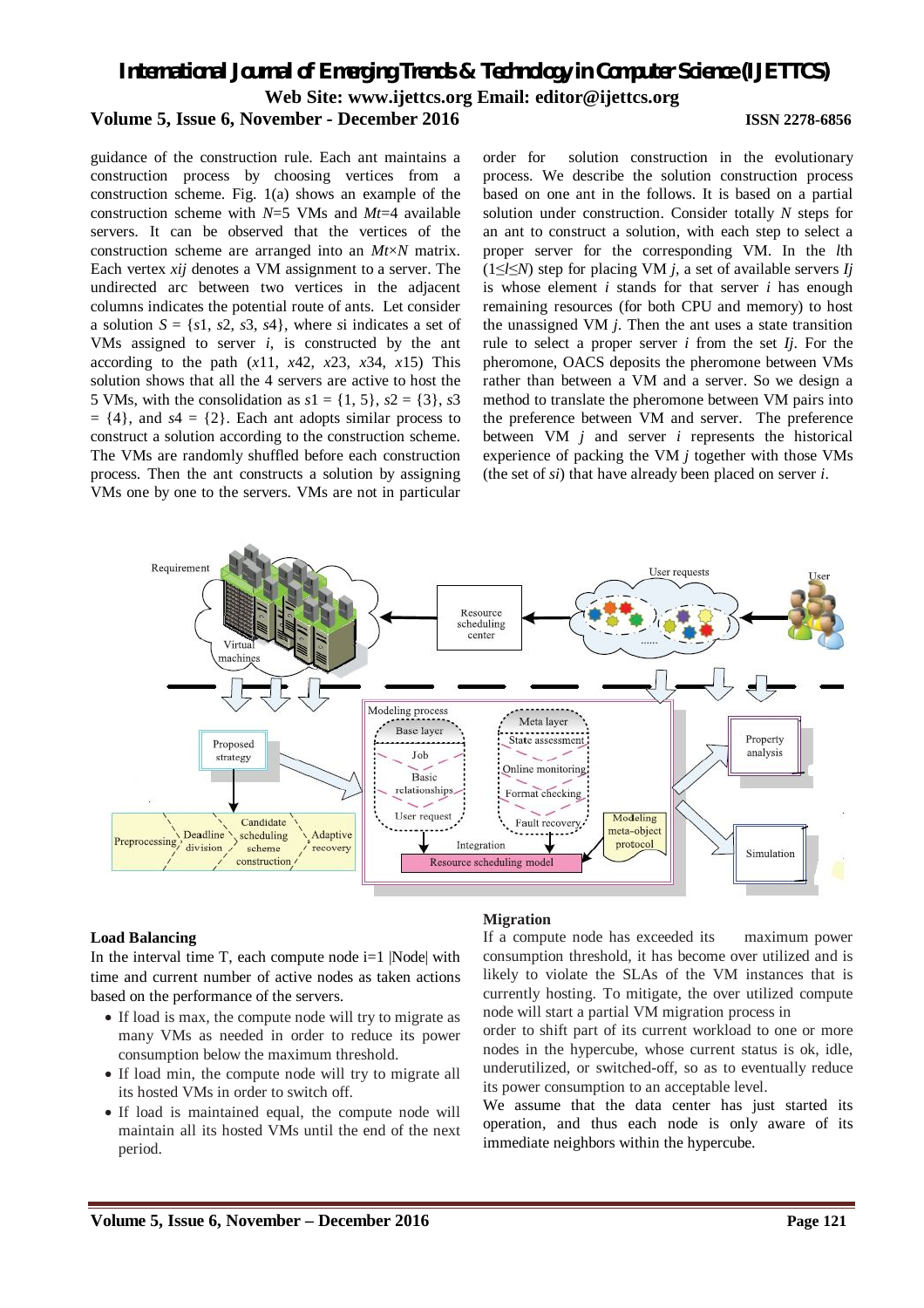guidance of the construction rule. Each ant maintains a construction process by choosing vertices from a construction scheme. Fig. 1(a) shows an example of the construction scheme with $N$=5 VMs and $Mt$=4 available servers. It can be observed that the vertices of the construction scheme are arranged into an $Mt \times N$ matrix. Each vertex $x_{ij}$ denotes a VM assignment to a server. The undirected arc between two vertices in the adjacent columns indicates the potential route of ants. Let consider a solution $S = \{s1, s2, s3, s4\}$, where $si$ indicates a set of VMs assigned to server $i$, is constructed by the ant according to the path ($x11$, $x42$, $x23$, $x34$, $x15$) This solution shows that all the 4 servers are active to host the 5 VMs, with the consolidation as $s1 = \{1, 5\}$, $s2 = \{3\}$, $s3 = \{4\}$, and $s4 = \{2\}$. Each ant adopts similar process to construct a solution according to the construction scheme. The VMs are randomly shuffled before each construction process. Then the ant constructs a solution by assigning VMs one by one to the servers. VMs are not in particular order for solution construction in the evolutionary process. We describe the solution construction process based on one ant in the follows. It is based on a partial solution under construction. Consider totally $N$ steps for an ant to construct a solution, with each step to select a proper server for the corresponding VM. In the $l$th ($1 \leq l \leq N$) step for placing VM $j$, a set of available servers $Ij$ is whose element $i$ stands for that server $i$ has enough remaining resources (for both CPU and memory) to host the unassigned VM $j$. Then the ant uses a state transition rule to select a proper server $i$ from the set $Ij$. For the pheromone, OACS deposits the pheromone between VMs rather than between a VM and a server. So we design a method to translate the pheromone between VM pairs into the preference between VM and server. The preference between VM $j$ and server $i$ represents the historical experience of packing the VM $j$ together with those VMs (the set of $si$) that have already been placed on server $i$.

### Load Balancing

In the interval time T, each compute node i=1 |Node| with time and current number of active nodes as taken actions based on the performance of the servers.

- If load is max, the compute node will try to migrate as many VMs as needed in order to reduce its power consumption below the maximum threshold.
- If load min, the compute node will try to migrate all its hosted VMs in order to switch off.
- If load is maintained equal, the compute node will maintain all its hosted VMs until the end of the next period.

### Migration

If a compute node has exceeded its maximum power consumption threshold, it has become over utilized and is likely to violate the SLAs of the VM instances that is currently hosting. To mitigate, the over utilized compute node will start a partial VM migration process in order to shift part of its current workload to one or more nodes in the hypercube, whose current status is ok, idle, underutilized, or switched-off, so as to eventually reduce its power consumption to an acceptable level.

We assume that the data center has just started its operation, and thus each node is only aware of its immediate neighbors within the hypercube.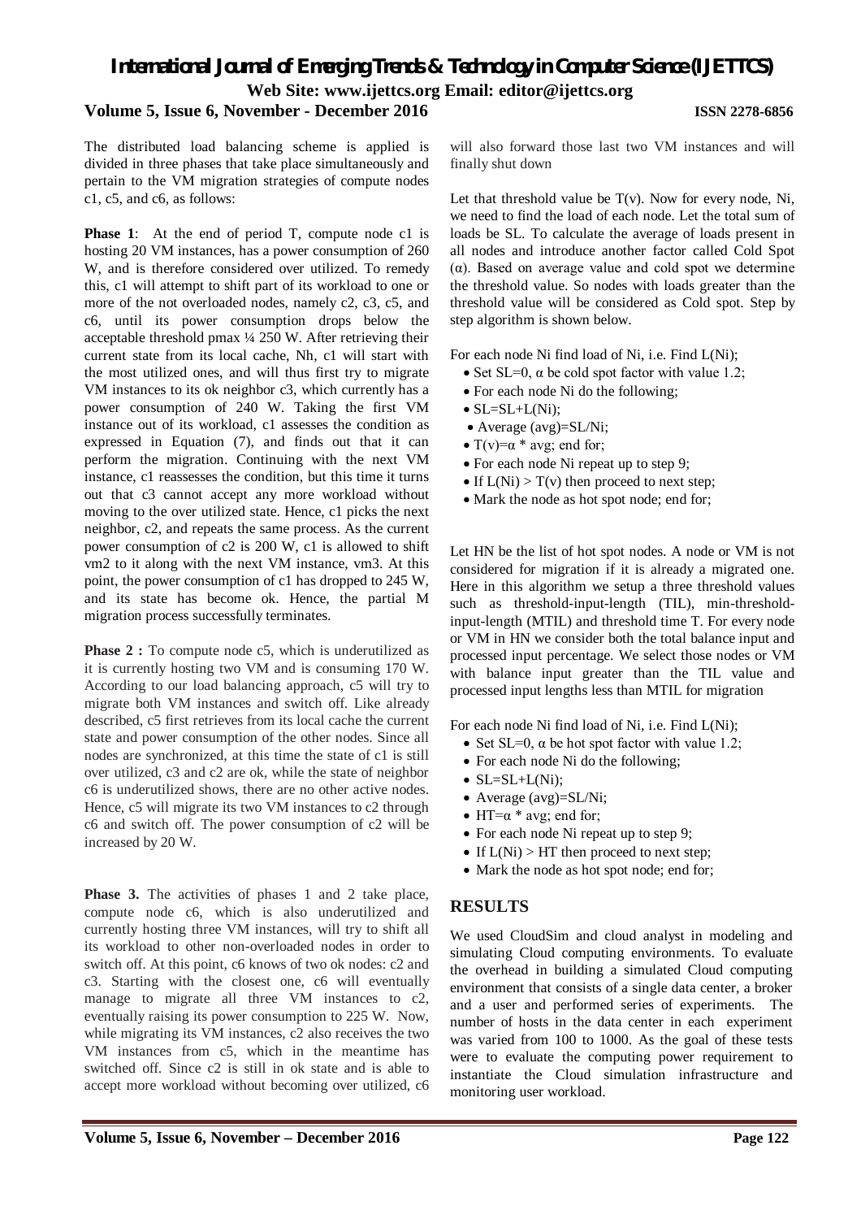The distributed load balancing scheme is applied is divided in three phases that take place simultaneously and pertain to the VM migration strategies of compute nodes c1, c5, and c6, as follows:

**Phase 1**: At the end of period T, compute node c1 is hosting 20 VM instances, has a power consumption of 260 W, and is therefore considered over utilized. To remedy this, c1 will attempt to shift part of its workload to one or more of the not overloaded nodes, namely c2, c3, c5, and c6, until its power consumption drops below the acceptable threshold pmax ¼ 250 W. After retrieving their current state from its local cache, Nh, c1 will start with the most utilized ones, and will thus first try to migrate VM instances to its ok neighbor c3, which currently has a power consumption of 240 W. Taking the first VM instance out of its workload, c1 assesses the condition as expressed in Equation (7), and finds out that it can perform the migration. Continuing with the next VM instance, c1 reassesses the condition, but this time it turns out that c3 cannot accept any more workload without moving to the over utilized state. Hence, c1 picks the next neighbor, c2, and repeats the same process. As the current power consumption of c2 is 200 W, c1 is allowed to shift vm2 to it along with the next VM instance, vm3. At this point, the power consumption of c1 has dropped to 245 W, and its state has become ok. Hence, the partial M migration process successfully terminates.

**Phase 2 :** To compute node c5, which is underutilized as it is currently hosting two VM and is consuming 170 W. According to our load balancing approach, c5 will try to migrate both VM instances and switch off. Like already described, c5 first retrieves from its local cache the current state and power consumption of the other nodes. Since all nodes are synchronized, at this time the state of c1 is still over utilized, c3 and c2 are ok, while the state of neighbor c6 is underutilized shows, there are no other active nodes. Hence, c5 will migrate its two VM instances to c2 through c6 and switch off. The power consumption of c2 will be increased by 20 W.

**Phase 3.** The activities of phases 1 and 2 take place, compute node c6, which is also underutilized and currently hosting three VM instances, will try to shift all its workload to other non-overloaded nodes in order to switch off. At this point, c6 knows of two ok nodes: c2 and c3. Starting with the closest one, c6 will eventually manage to migrate all three VM instances to c2, eventually raising its power consumption to 225 W. Now, while migrating its VM instances, c2 also receives the two VM instances from c5, which in the meantime has switched off. Since c2 is still in ok state and is able to accept more workload without becoming over utilized, c6 will also forward those last two VM instances and will finally shut down

Let that threshold value be T(v). Now for every node, Ni, we need to find the load of each node. Let the total sum of loads be SL. To calculate the average of loads present in all nodes and introduce another factor called Cold Spot (α). Based on average value and cold spot we determine the threshold value. So nodes with loads greater than the threshold value will be considered as Cold spot. Step by step algorithm is shown below.

For each node Ni find load of Ni, i.e. Find L(Ni);

- Set SL=0, α be cold spot factor with value 1.2;
- For each node Ni do the following;
- SL=SL+L(Ni);
- Average (avg)=SL/Ni;
- T(v)=α * avg; end for;
- For each node Ni repeat up to step 9;
- If L(Ni) > T(v) then proceed to next step;
- Mark the node as hot spot node; end for;

Let HN be the list of hot spot nodes. A node or VM is not considered for migration if it is already a migrated one. Here in this algorithm we setup a three threshold values such as threshold-input-length (TIL), min-threshold-input-length (MTIL) and threshold time T. For every node or VM in HN we consider both the total balance input and processed input percentage. We select those nodes or VM with balance input greater than the TIL value and processed input lengths less than MTIL for migration

For each node Ni find load of Ni, i.e. Find L(Ni);

- Set SL=0, α be hot spot factor with value 1.2;
- For each node Ni do the following;
- SL=SL+L(Ni);
- Average (avg)=SL/Ni;
- HT=α * avg; end for;
- For each node Ni repeat up to step 9;
- If L(Ni) > HT then proceed to next step;
- Mark the node as hot spot node; end for;

## RESULTS

We used CloudSim and cloud analyst in modeling and simulating Cloud computing environments. To evaluate the overhead in building a simulated Cloud computing environment that consists of a single data center, a broker and a user and performed series of experiments. The number of hosts in the data center in each experiment was varied from 100 to 1000. As the goal of these tests were to evaluate the computing power requirement to instantiate the Cloud simulation infrastructure and monitoring user workload.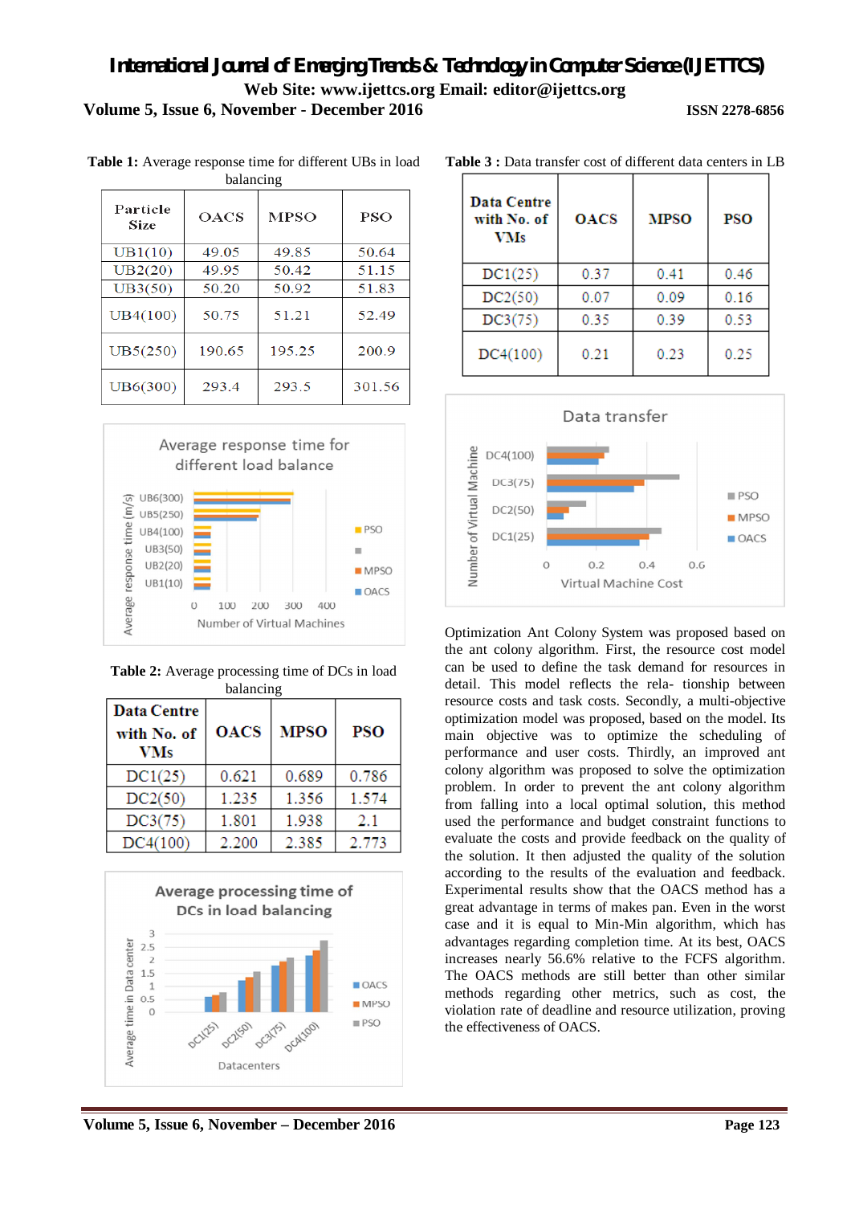**Table 1:** Average response time for different UBs in load balancing

| Particle Size | OACS | MPSO | PSO |
|---|---|---|---|
| UB1(10) | 49.05 | 49.85 | 50.64 |
| UB2(20) | 49.95 | 50.42 | 51.15 |
| UB3(50) | 50.20 | 50.92 | 51.83 |
| UB4(100) | 50.75 | 51.21 | 52.49 |
| UB5(250) | 190.65 | 195.25 | 200.9 |
| UB6(300) | 293.4 | 293.5 | 301.56 |

**Table 2:** Average processing time of DCs in load balancing

| Data Centre with No. of VMs | OACS | MPSO | PSO |
|---|---|---|---|
| DC1(25) | 0.621 | 0.689 | 0.786 |
| DC2(50) | 1.235 | 1.356 | 1.574 |
| DC3(75) | 1.801 | 1.938 | 2.1 |
| DC4(100) | 2.200 | 2.385 | 2.773 |

**Table 3 :** Data transfer cost of different data centers in LB

| Data Centre with No. of VMs | OACS | MPSO | PSO |
|---|---|---|---|
| DC1(25) | 0.37 | 0.41 | 0.46 |
| DC2(50) | 0.07 | 0.09 | 0.16 |
| DC3(75) | 0.35 | 0.39 | 0.53 |
| DC4(100) | 0.21 | 0.23 | 0.25 |

Optimization Ant Colony System was proposed based on the ant colony algorithm. First, the resource cost model can be used to define the task demand for resources in detail. This model reflects the rela- tionship between resource costs and task costs. Secondly, a multi-objective optimization model was proposed, based on the model. Its main objective was to optimize the scheduling of performance and user costs. Thirdly, an improved ant colony algorithm was proposed to solve the optimization problem. In order to prevent the ant colony algorithm from falling into a local optimal solution, this method used the performance and budget constraint functions to evaluate the costs and provide feedback on the quality of the solution. It then adjusted the quality of the solution according to the results of the evaluation and feedback. Experimental results show that the OACS method has a great advantage in terms of makes pan. Even in the worst case and it is equal to Min-Min algorithm, which has advantages regarding completion time. At its best, OACS increases nearly 56.6% relative to the FCFS algorithm. The OACS methods are still better than other similar methods regarding other metrics, such as cost, the violation rate of deadline and resource utilization, proving the effectiveness of OACS.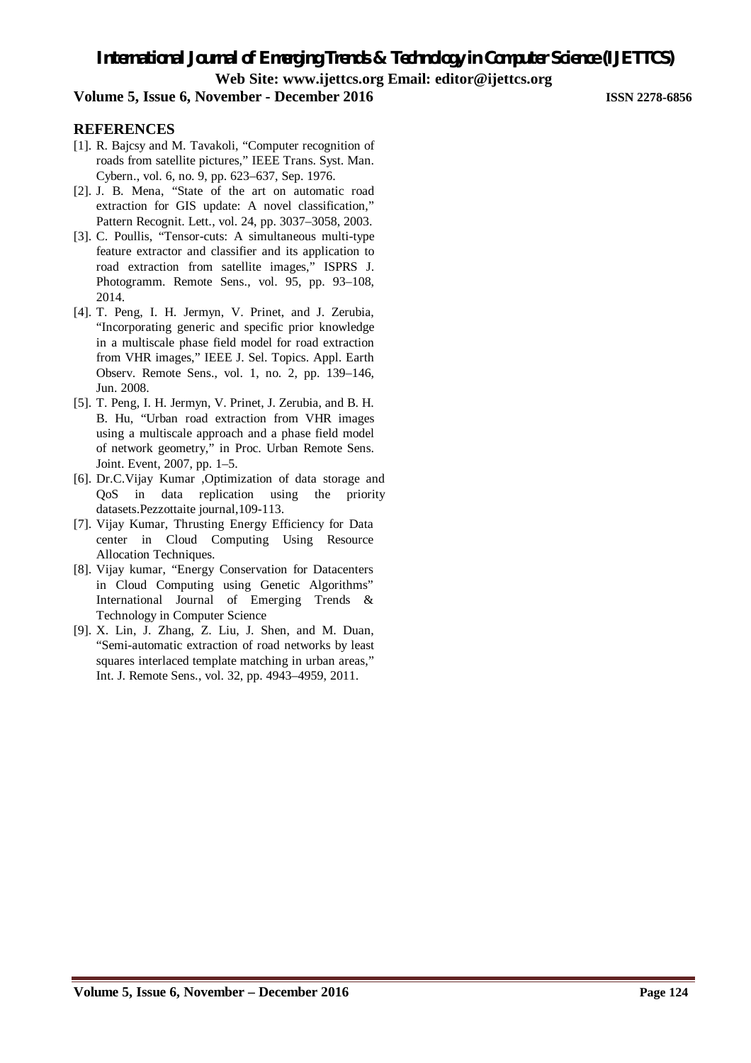## REFERENCES

[1]. R. Bajcsy and M. Tavakoli, "Computer recognition of roads from satellite pictures," IEEE Trans. Syst. Man. Cybern., vol. 6, no. 9, pp. 623–637, Sep. 1976.

[2]. J. B. Mena, "State of the art on automatic road extraction for GIS update: A novel classification," Pattern Recognit. Lett., vol. 24, pp. 3037–3058, 2003.

[3]. C. Poullis, "Tensor-cuts: A simultaneous multi-type feature extractor and classifier and its application to road extraction from satellite images," ISPRS J. Photogramm. Remote Sens., vol. 95, pp. 93–108, 2014.

[4]. T. Peng, I. H. Jermyn, V. Prinet, and J. Zerubia, "Incorporating generic and specific prior knowledge in a multiscale phase field model for road extraction from VHR images," IEEE J. Sel. Topics. Appl. Earth Observ. Remote Sens., vol. 1, no. 2, pp. 139–146, Jun. 2008.

[5]. T. Peng, I. H. Jermyn, V. Prinet, J. Zerubia, and B. H. B. Hu, "Urban road extraction from VHR images using a multiscale approach and a phase field model of network geometry," in Proc. Urban Remote Sens. Joint. Event, 2007, pp. 1–5.

[6]. Dr.C.Vijay Kumar ,Optimization of data storage and QoS in data replication using the priority datasets.Pezzottaite journal,109-113.

[7]. Vijay Kumar, Thrusting Energy Efficiency for Data center in Cloud Computing Using Resource Allocation Techniques.

[8]. Vijay kumar, "Energy Conservation for Datacenters in Cloud Computing using Genetic Algorithms" International Journal of Emerging Trends & Technology in Computer Science

[9]. X. Lin, J. Zhang, Z. Liu, J. Shen, and M. Duan, "Semi-automatic extraction of road networks by least squares interlaced template matching in urban areas," Int. J. Remote Sens., vol. 32, pp. 4943–4959, 2011.